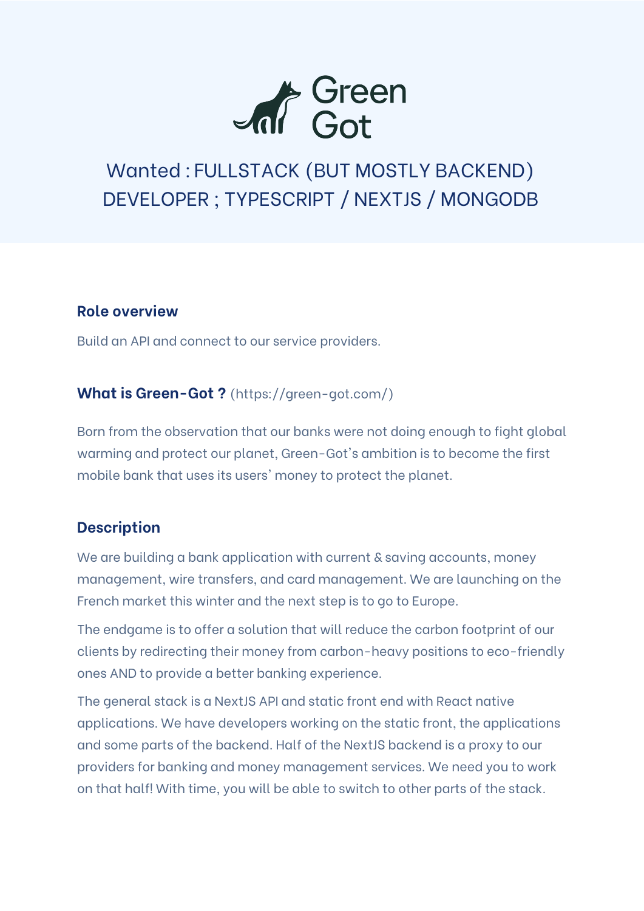# Green Got

## Wanted : FULLSTACK (BUT MOSTLY BACKEND) DEVELOPER ; TYPESCRIPT / NEXTJS / MONGODB

### Role overview

Build an API and connect to our service providers.

### What is Green-Got ? (https://green-got.com/)

Born from the observation that our banks were not doing enough to fight global warming and protect our planet, Green-Got's ambition is to become the first mobile bank that uses its users' money to protect the planet.

### Description

We are building a bank application with current & saving accounts, money management, wire transfers, and card management. We are launching on the French market this winter and the next step is to go to Europe.

The endgame is to offer a solution that will reduce the carbon footprint of our clients by redirecting their money from carbon-heavy positions to eco-friendly ones AND to provide a better banking experience.

The general stack is a NextJS API and static front end with React native applications. We have developers working on the static front, the applications and some parts of the backend. Half of the NextJS backend is a proxy to our providers for banking and money management services. We need you to work on that half! With time, you will be able to switch to other parts of the stack.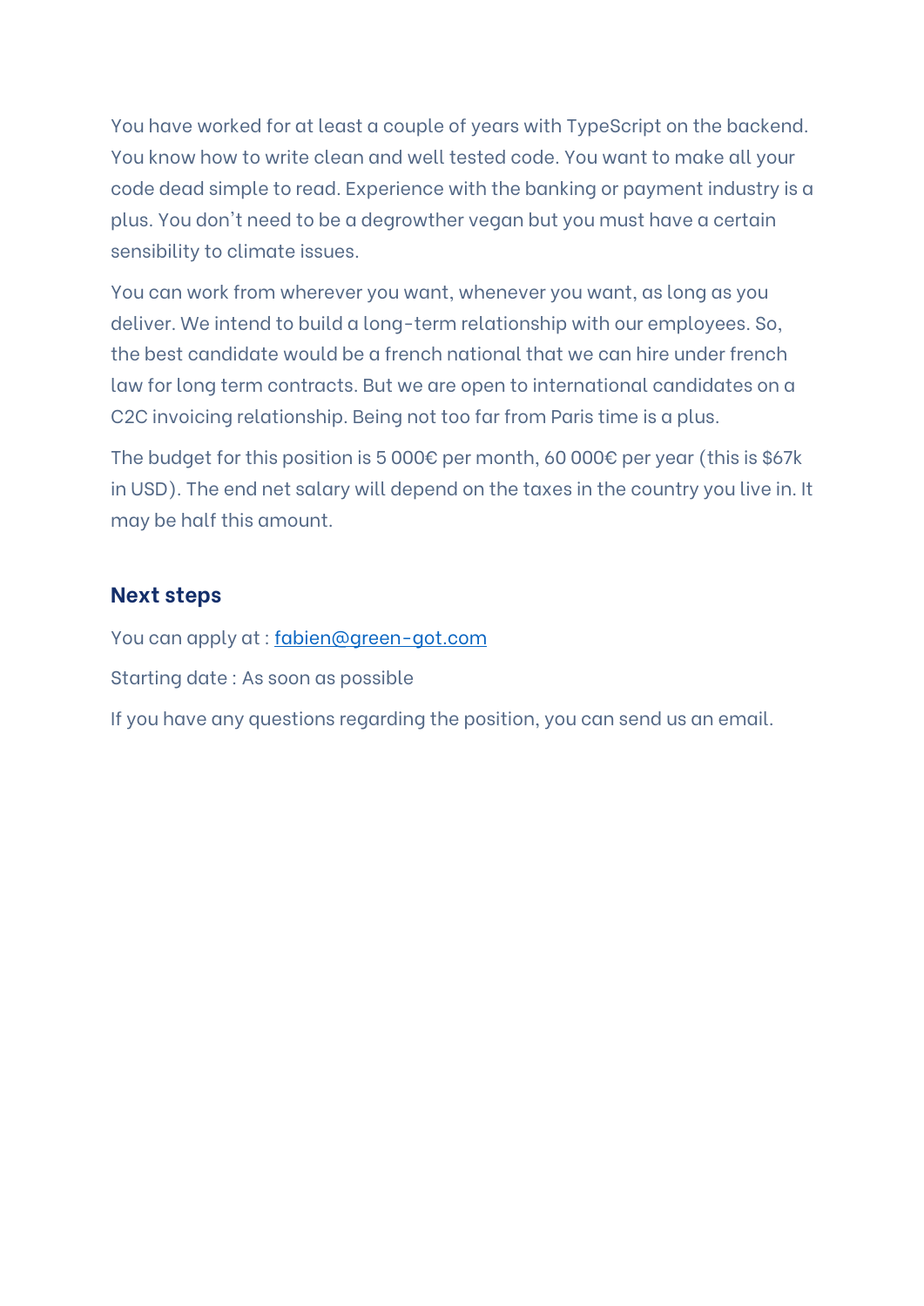You have worked for at least a couple of years with TypeScript on the backend. You know how to write clean and well tested code. You want to make all your code dead simple to read. Experience with the banking or payment industry is a plus. You don't need to be a degrowther vegan but you must have a certain sensibility to climate issues.

You can work from wherever you want, whenever you want, as long as you deliver. We intend to build a long-term relationship with our employees. So, the best candidate would be a french national that we can hire under french law for long term contracts. But we are open to international candidates on a C2C invoicing relationship. Being not too far from Paris time is a plus.

The budget for this position is 5 000€ per month, 60 000€ per year (this is $67k in USD). The end net salary will depend on the taxes in the country you live in. It may be half this amount.

### Next steps

You can apply at : [fabien@green-got.com](mailto:fabien@green-got.com)

Starting date : As soon as possible

If you have any questions regarding the position, you can send us an email.